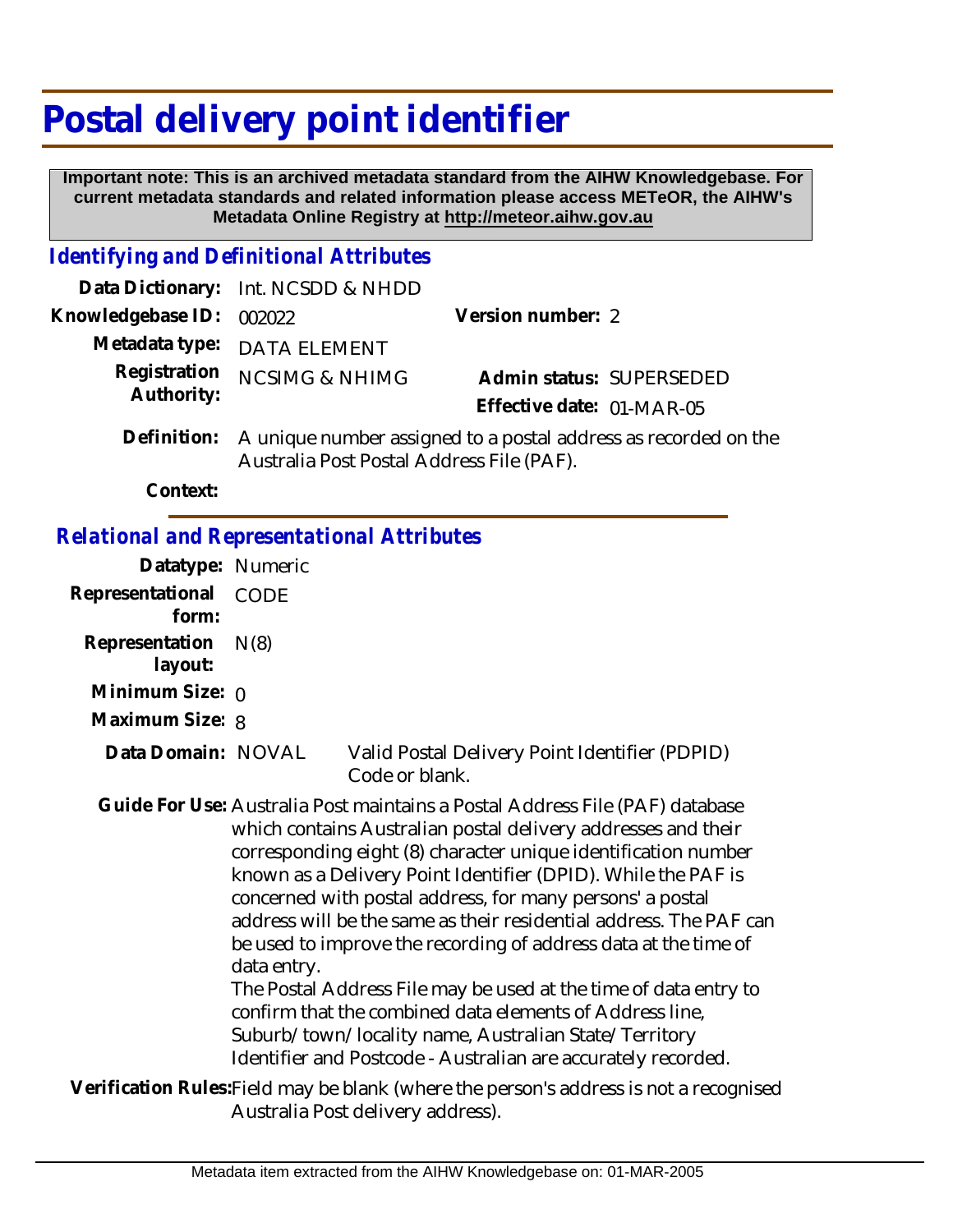# Postal delivery point identifier

**Important note: This is an archived metadata standard from the AIHW Knowledgebase. For current metadata standards and related information please access METeOR, the AIHW's Metadata Online Registry at http://meteor.aihw.gov.au**

## *Identifying and Definitional Attributes*

**Data Dictionary:** Int. NCSDD & NHDD

**Knowledgebase ID:** 002022

**Version number:** 2

**Metadata type:** DATA ELEMENT

**Registration Authority:** NCSIMG & NHIMG

**Admin status:** SUPERSEDED

**Effective date:** 01-MAR-05

**Definition:** A unique number assigned to a postal address as recorded on the Australia Post Postal Address File (PAF).

**Context:**

## *Relational and Representational Attributes*

**Datatype:** Numeric

**Representational form:** CODE

**Representation layout:** N(8)

**Minimum Size:** 0

**Maximum Size:** 8

**Data Domain:** NOVAL Valid Postal Delivery Point Identifier (PDPID) Code or blank.

**Guide For Use:** Australia Post maintains a Postal Address File (PAF) database which contains Australian postal delivery addresses and their corresponding eight (8) character unique identification number known as a Delivery Point Identifier (DPID). While the PAF is concerned with postal address, for many persons' a postal address will be the same as their residential address. The PAF can be used to improve the recording of address data at the time of data entry.
The Postal Address File may be used at the time of data entry to confirm that the combined data elements of Address line, Suburb/town/locality name, Australian State/Territory Identifier and Postcode - Australian are accurately recorded.

**Verification Rules:** Field may be blank (where the person's address is not a recognised Australia Post delivery address).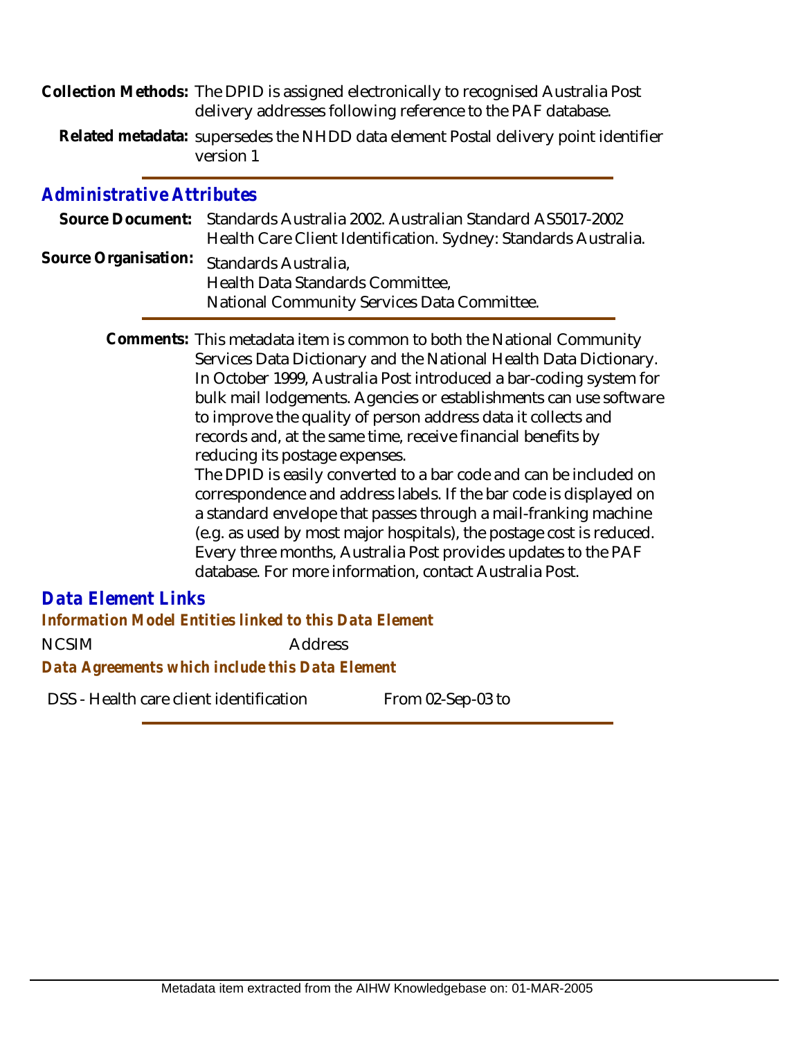**Collection Methods:** The DPID is assigned electronically to recognised Australia Post delivery addresses following reference to the PAF database.

**Related metadata:** supersedes the NHDD data element Postal delivery point identifier version 1

## Administrative Attributes

**Source Document:** Standards Australia 2002. Australian Standard AS5017-2002 Health Care Client Identification. Sydney: Standards Australia.

**Source Organisation:** Standards Australia,
Health Data Standards Committee,
National Community Services Data Committee.

**Comments:** This metadata item is common to both the National Community Services Data Dictionary and the National Health Data Dictionary. In October 1999, Australia Post introduced a bar-coding system for bulk mail lodgements. Agencies or establishments can use software to improve the quality of person address data it collects and records and, at the same time, receive financial benefits by reducing its postage expenses.
The DPID is easily converted to a bar code and can be included on correspondence and address labels. If the bar code is displayed on a standard envelope that passes through a mail-franking machine (e.g. as used by most major hospitals), the postage cost is reduced. Every three months, Australia Post provides updates to the PAF database. For more information, contact Australia Post.

## Data Element Links

### Information Model Entities linked to this Data Element

| | |
|---|---|
| NCSIM | Address |

### Data Agreements which include this Data Element

| | |
|---|---|
| DSS - Health care client identification | From 02-Sep-03 to |